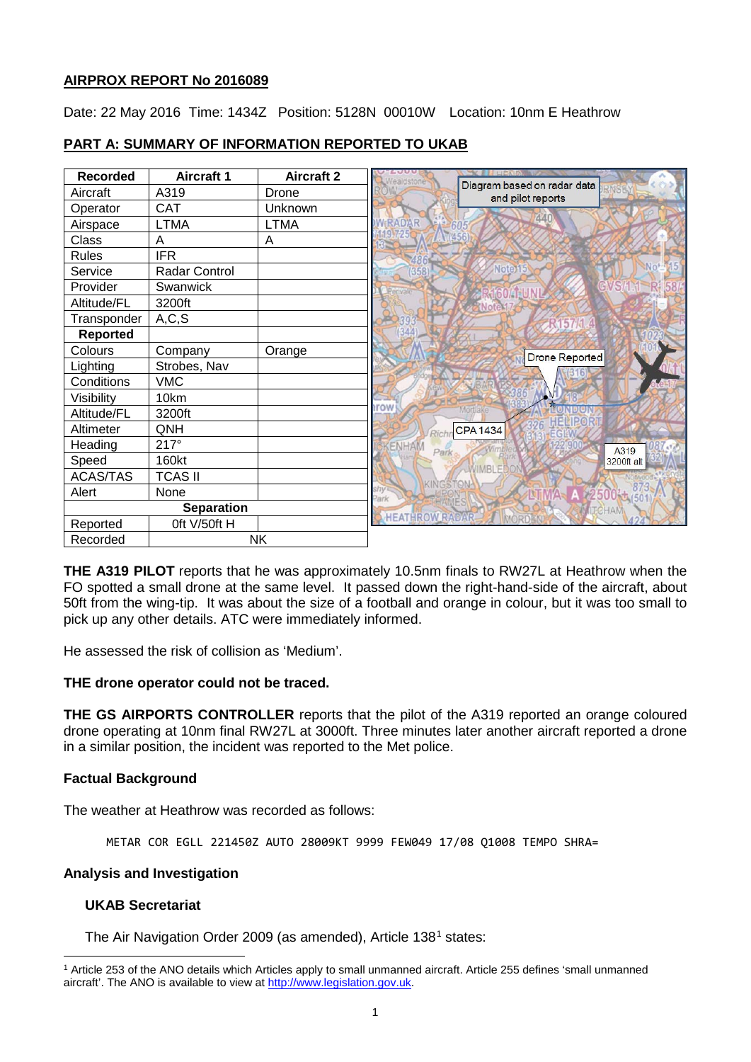# AIRPROX REPORT No 2016089

Date: 22 May 2016 Time: 1434Z Position: 5128N 00010W Location: 10nm E Heathrow

## PART A: SUMMARY OF INFORMATION REPORTED TO UKAB

| Recorded | Aircraft 1 | Aircraft 2 |
|---|---|---|
| Aircraft | A319 | Drone |
| Operator | CAT | Unknown |
| Airspace | LTMA | LTMA |
| Class | A | A |
| Rules | IFR | |
| Service | Radar Control | |
| Provider | Swanwick | |
| Altitude/FL | 3200ft | |
| Transponder | A,C,S | |
| **Reported** | | |
| Colours | Company | Orange |
| Lighting | Strobes, Nav | |
| Conditions | VMC | |
| Visibility | 10km | |
| Altitude/FL | 3200ft | |
| Altimeter | QNH | |
| Heading | 217° | |
| Speed | 160kt | |
| ACAS/TAS | TCAS II | |
| Alert | None | |
| **Separation** | | |
| Reported | 0ft V/50ft H | |
| Recorded | NK | |

Diagram based on radar data and pilot reports

**THE A319 PILOT** reports that he was approximately 10.5nm finals to RW27L at Heathrow when the FO spotted a small drone at the same level. It passed down the right-hand-side of the aircraft, about 50ft from the wing-tip. It was about the size of a football and orange in colour, but it was too small to pick up any other details. ATC were immediately informed.

He assessed the risk of collision as 'Medium'.

**THE drone operator could not be traced.**

**THE GS AIRPORTS CONTROLLER** reports that the pilot of the A319 reported an orange coloured drone operating at 10nm final RW27L at 3000ft. Three minutes later another aircraft reported a drone in a similar position, the incident was reported to the Met police.

### Factual Background

The weather at Heathrow was recorded as follows:

```
METAR COR EGLL 221450Z AUTO 28009KT 9999 FEW049 17/08 Q1008 TEMPO SHRA=
```

### Analysis and Investigation

#### UKAB Secretariat

The Air Navigation Order 2009 (as amended), Article 138[1] states:

[1] Article 253 of the ANO details which Articles apply to small unmanned aircraft. Article 255 defines 'small unmanned aircraft'. The ANO is available to view at http://www.legislation.gov.uk.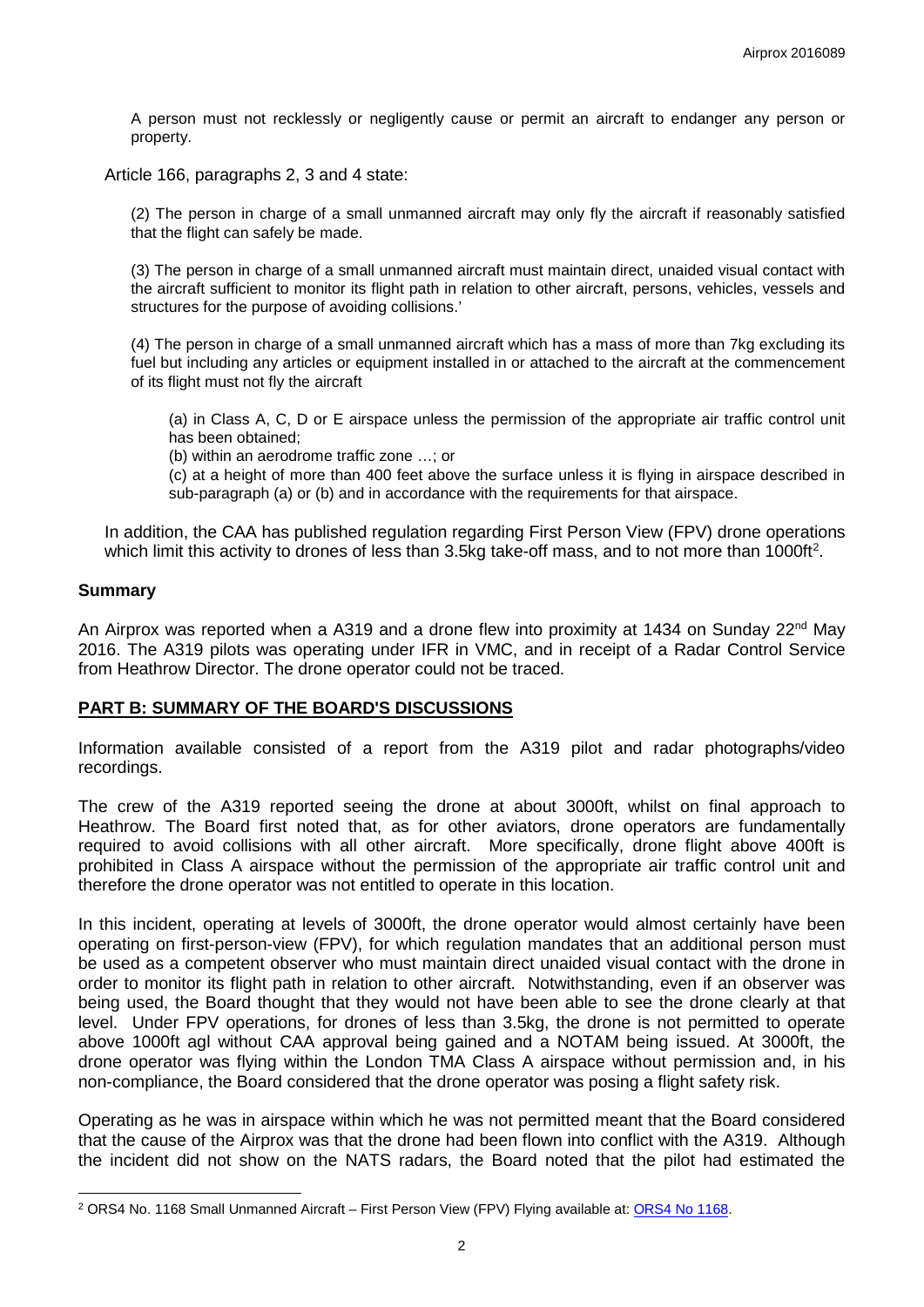A person must not recklessly or negligently cause or permit an aircraft to endanger any person or property.

Article 166, paragraphs 2, 3 and 4 state:

> (2) The person in charge of a small unmanned aircraft may only fly the aircraft if reasonably satisfied that the flight can safely be made.
>
> (3) The person in charge of a small unmanned aircraft must maintain direct, unaided visual contact with the aircraft sufficient to monitor its flight path in relation to other aircraft, persons, vehicles, vessels and structures for the purpose of avoiding collisions.'
>
> (4) The person in charge of a small unmanned aircraft which has a mass of more than 7kg excluding its fuel but including any articles or equipment installed in or attached to the aircraft at the commencement of its flight must not fly the aircraft
>
> > (a) in Class A, C, D or E airspace unless the permission of the appropriate air traffic control unit has been obtained;
> > (b) within an aerodrome traffic zone …; or
> > (c) at a height of more than 400 feet above the surface unless it is flying in airspace described in sub-paragraph (a) or (b) and in accordance with the requirements for that airspace.

In addition, the CAA has published regulation regarding First Person View (FPV) drone operations which limit this activity to drones of less than 3.5kg take-off mass, and to not more than 1000ft[2].

## Summary

An Airprox was reported when a A319 and a drone flew into proximity at 1434 on Sunday 22nd May 2016. The A319 pilots was operating under IFR in VMC, and in receipt of a Radar Control Service from Heathrow Director. The drone operator could not be traced.

## PART B: SUMMARY OF THE BOARD'S DISCUSSIONS

Information available consisted of a report from the A319 pilot and radar photographs/video recordings.

The crew of the A319 reported seeing the drone at about 3000ft, whilst on final approach to Heathrow. The Board first noted that, as for other aviators, drone operators are fundamentally required to avoid collisions with all other aircraft. More specifically, drone flight above 400ft is prohibited in Class A airspace without the permission of the appropriate air traffic control unit and therefore the drone operator was not entitled to operate in this location.

In this incident, operating at levels of 3000ft, the drone operator would almost certainly have been operating on first-person-view (FPV), for which regulation mandates that an additional person must be used as a competent observer who must maintain direct unaided visual contact with the drone in order to monitor its flight path in relation to other aircraft. Notwithstanding, even if an observer was being used, the Board thought that they would not have been able to see the drone clearly at that level. Under FPV operations, for drones of less than 3.5kg, the drone is not permitted to operate above 1000ft agl without CAA approval being gained and a NOTAM being issued. At 3000ft, the drone operator was flying within the London TMA Class A airspace without permission and, in his non-compliance, the Board considered that the drone operator was posing a flight safety risk.

Operating as he was in airspace within which he was not permitted meant that the Board considered that the cause of the Airprox was that the drone had been flown into conflict with the A319. Although the incident did not show on the NATS radars, the Board noted that the pilot had estimated the

[2] ORS4 No. 1168 Small Unmanned Aircraft – First Person View (FPV) Flying available at: ORS4 No 1168.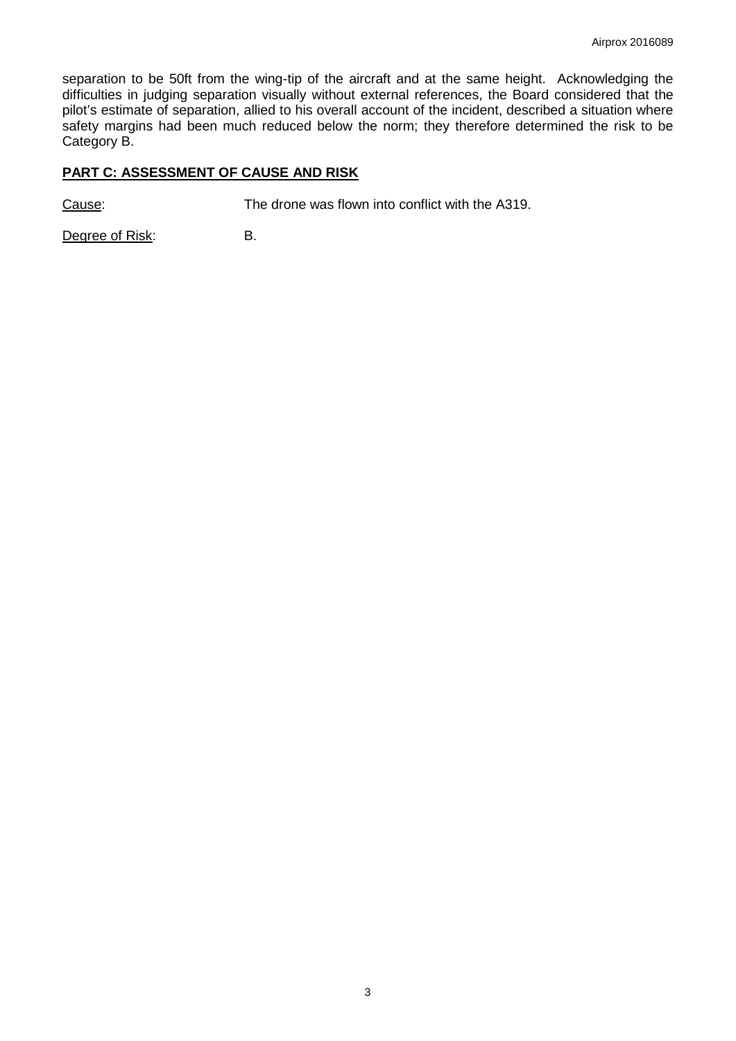separation to be 50ft from the wing-tip of the aircraft and at the same height. Acknowledging the difficulties in judging separation visually without external references, the Board considered that the pilot's estimate of separation, allied to his overall account of the incident, described a situation where safety margins had been much reduced below the norm; they therefore determined the risk to be Category B.

## PART C: ASSESSMENT OF CAUSE AND RISK

Cause: The drone was flown into conflict with the A319.

Degree of Risk: B.